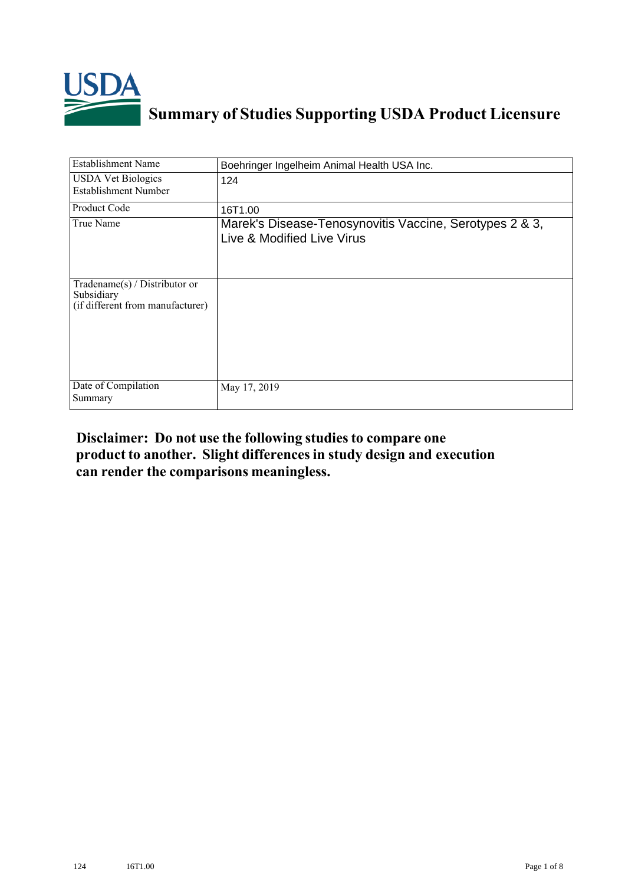# Summary of Studies Supporting USDA Product Licensure

| Establishment Name | Boehringer Ingelheim Animal Health USA Inc. |
|---|---|
| USDA Vet Biologics Establishment Number | 124 |
| Product Code | 16T1.00 |
| True Name | Marek's Disease-Tenosynovitis Vaccine, Serotypes 2 & 3, Live & Modified Live Virus |
| Tradename(s) / Distributor or Subsidiary (if different from manufacturer) | |
| Date of Compilation Summary | May 17, 2019 |

**Disclaimer: Do not use the following studies to compare one product to another. Slight differences in study design and execution can render the comparisons meaningless.**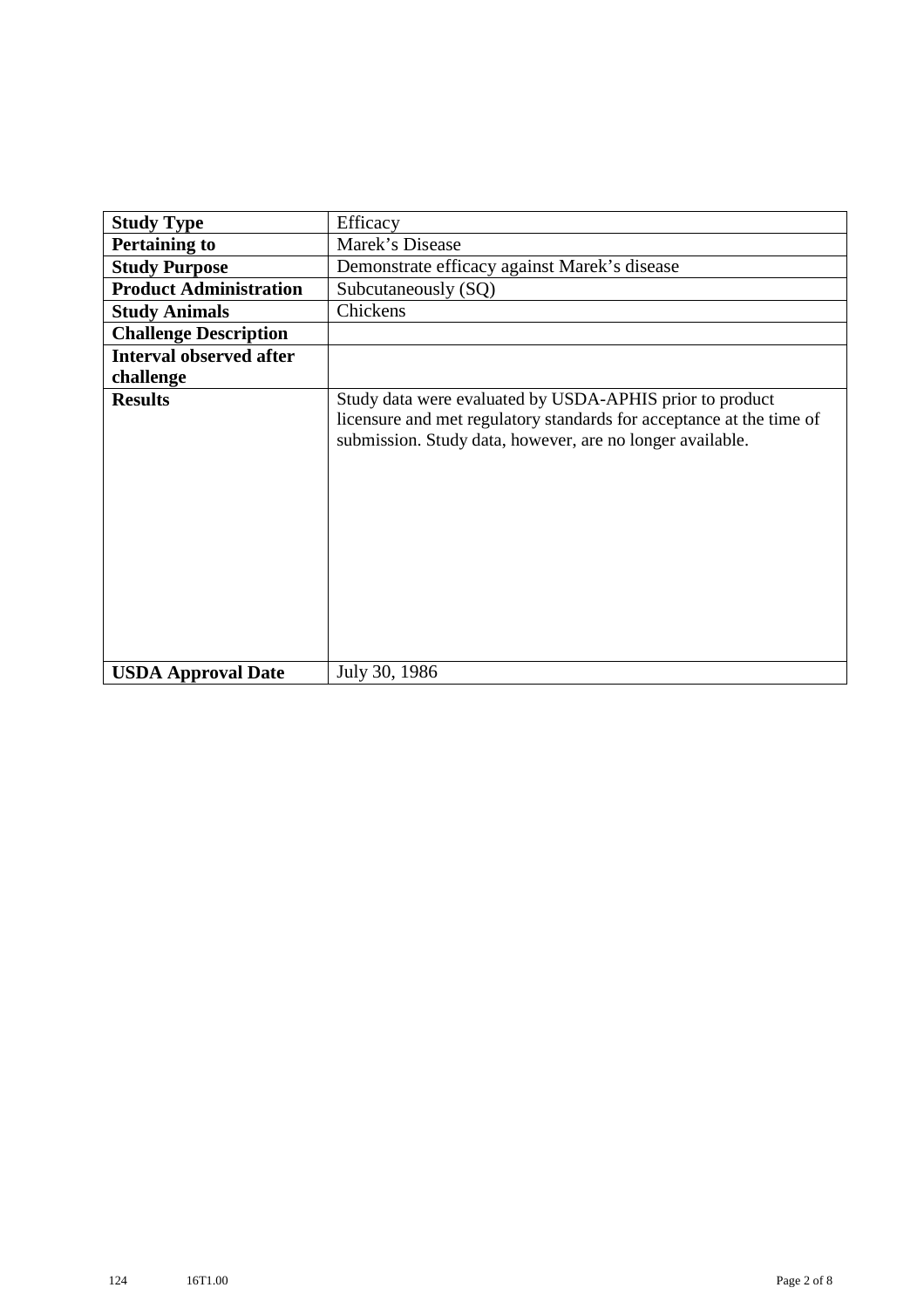| Study Type | Efficacy |
|---|---|
| **Pertaining to** | Marek's Disease |
| **Study Purpose** | Demonstrate efficacy against Marek's disease |
| **Product Administration** | Subcutaneously (SQ) |
| **Study Animals** | Chickens |
| **Challenge Description** | |
| **Interval observed after challenge** | |
| **Results** | Study data were evaluated by USDA-APHIS prior to product licensure and met regulatory standards for acceptance at the time of submission. Study data, however, are no longer available. |
| **USDA Approval Date** | July 30, 1986 |

124 16T1.00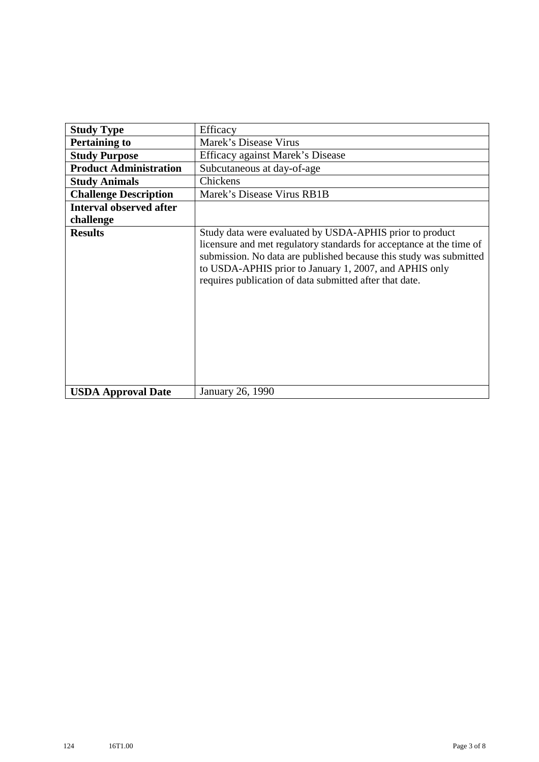| **Study Type** | Efficacy |
|---|---|
| **Pertaining to** | Marek's Disease Virus |
| **Study Purpose** | Efficacy against Marek's Disease |
| **Product Administration** | Subcutaneous at day-of-age |
| **Study Animals** | Chickens |
| **Challenge Description** | Marek's Disease Virus RB1B |
| **Interval observed after challenge** | |
| **Results** | Study data were evaluated by USDA-APHIS prior to product licensure and met regulatory standards for acceptance at the time of submission. No data are published because this study was submitted to USDA-APHIS prior to January 1, 2007, and APHIS only requires publication of data submitted after that date. |
| **USDA Approval Date** | January 26, 1990 |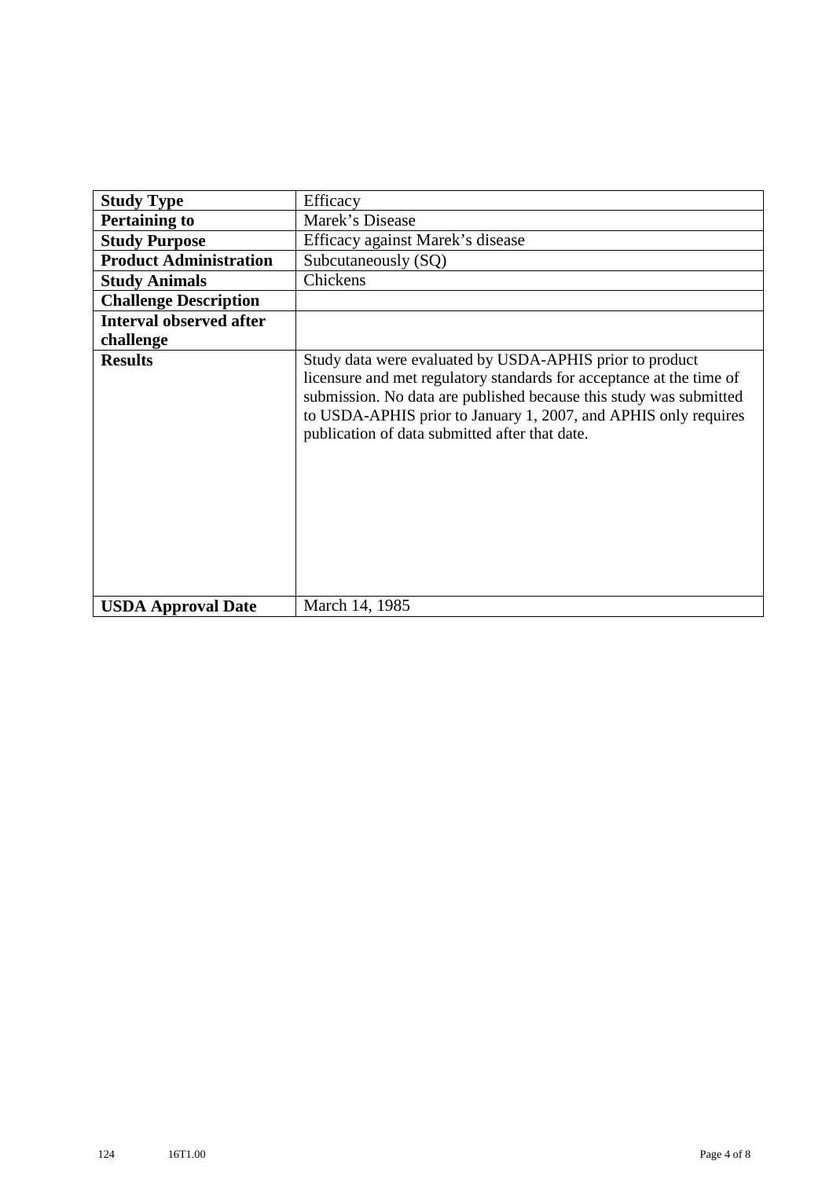| **Study Type** | Efficacy |
|---|---|
| **Pertaining to** | Marek’s Disease |
| **Study Purpose** | Efficacy against Marek’s disease |
| **Product Administration** | Subcutaneously (SQ) |
| **Study Animals** | Chickens |
| **Challenge Description** | |
| **Interval observed after challenge** | |
| **Results** | Study data were evaluated by USDA-APHIS prior to product licensure and met regulatory standards for acceptance at the time of submission. No data are published because this study was submitted to USDA-APHIS prior to January 1, 2007, and APHIS only requires publication of data submitted after that date. |
| **USDA Approval Date** | March 14, 1985 |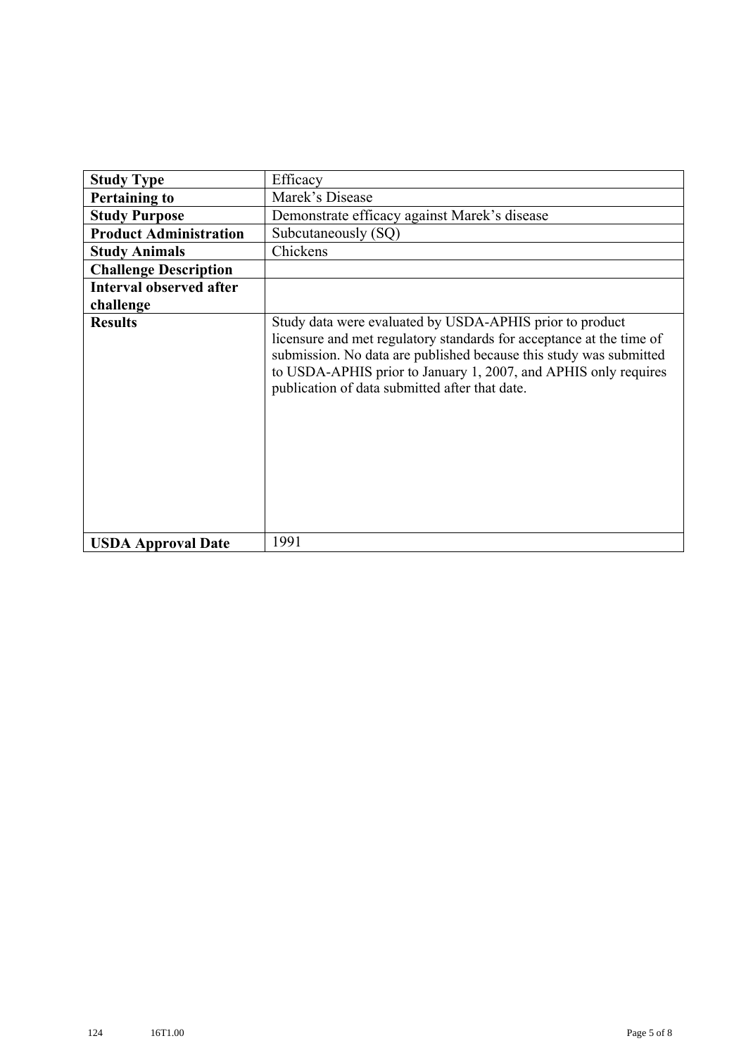| **Study Type** | Efficacy |
|---|---|
| **Pertaining to** | Marek's Disease |
| **Study Purpose** | Demonstrate efficacy against Marek's disease |
| **Product Administration** | Subcutaneously (SQ) |
| **Study Animals** | Chickens |
| **Challenge Description** | |
| **Interval observed after challenge** | |
| **Results** | Study data were evaluated by USDA-APHIS prior to product licensure and met regulatory standards for acceptance at the time of submission. No data are published because this study was submitted to USDA-APHIS prior to January 1, 2007, and APHIS only requires publication of data submitted after that date. |
| **USDA Approval Date** | 1991 |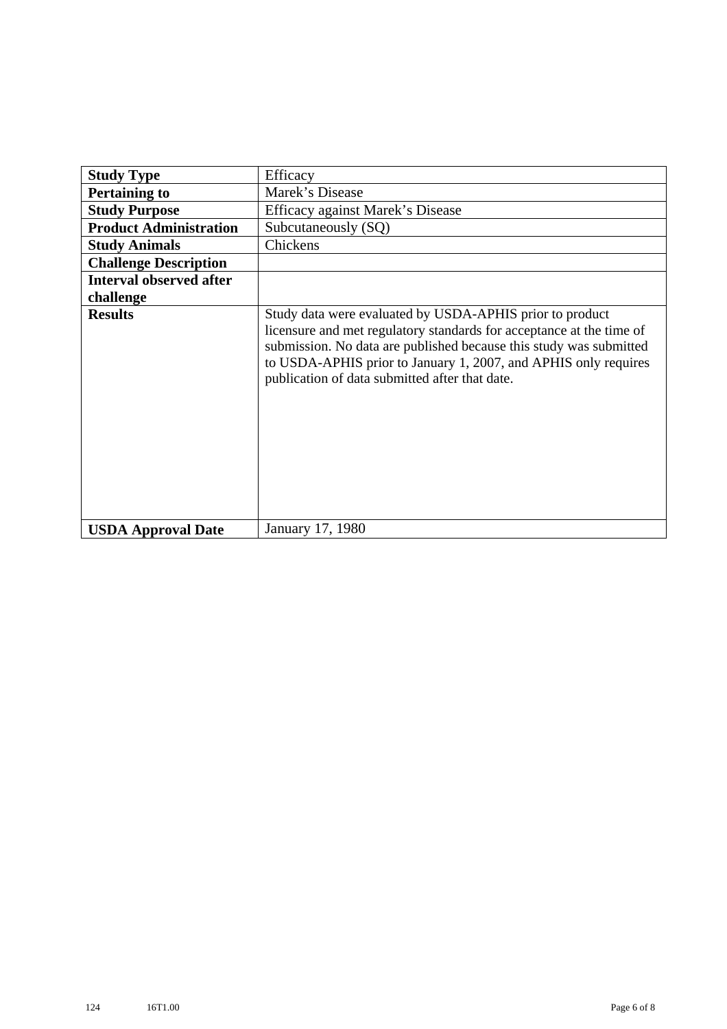| **Study Type** | Efficacy |
| --- | --- |
| **Pertaining to** | Marek's Disease |
| **Study Purpose** | Efficacy against Marek's Disease |
| **Product Administration** | Subcutaneously (SQ) |
| **Study Animals** | Chickens |
| **Challenge Description** | |
| **Interval observed after challenge** | |
| **Results** | Study data were evaluated by USDA-APHIS prior to product licensure and met regulatory standards for acceptance at the time of submission. No data are published because this study was submitted to USDA-APHIS prior to January 1, 2007, and APHIS only requires publication of data submitted after that date. |
| **USDA Approval Date** | January 17, 1980 |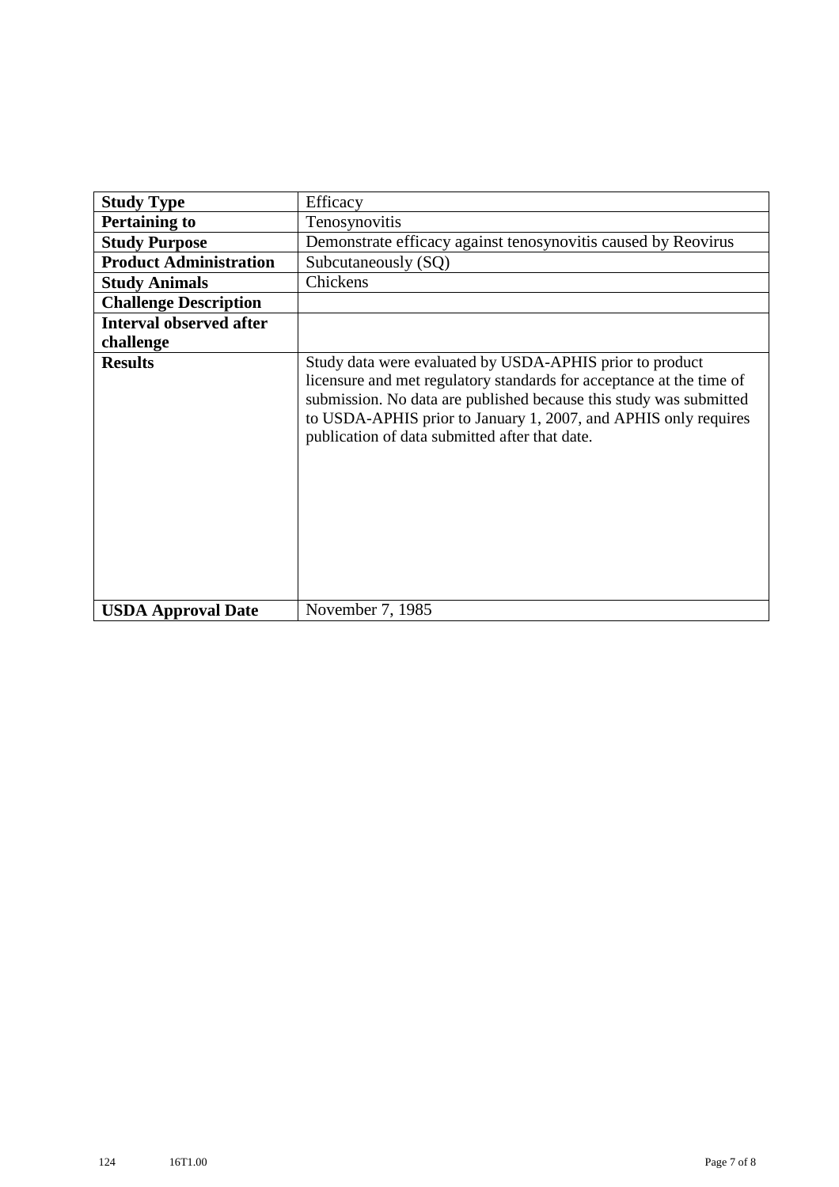| **Study Type** | Efficacy |
|---|---|
| **Pertaining to** | Tenosynovitis |
| **Study Purpose** | Demonstrate efficacy against tenosynovitis caused by Reovirus |
| **Product Administration** | Subcutaneously (SQ) |
| **Study Animals** | Chickens |
| **Challenge Description** | |
| **Interval observed after challenge** | |
| **Results** | Study data were evaluated by USDA-APHIS prior to product licensure and met regulatory standards for acceptance at the time of submission. No data are published because this study was submitted to USDA-APHIS prior to January 1, 2007, and APHIS only requires publication of data submitted after that date. |
| **USDA Approval Date** | November 7, 1985 |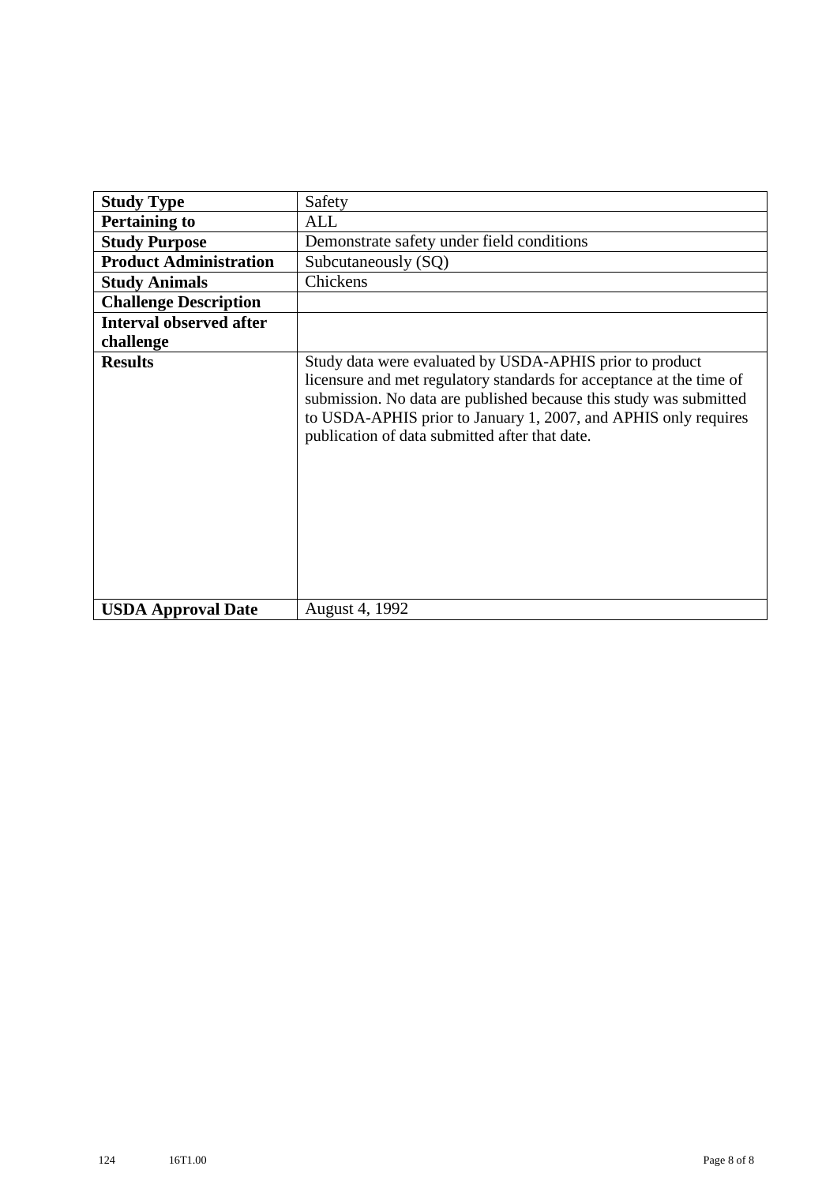| | |
|---|---|
| **Study Type** | Safety |
| **Pertaining to** | ALL |
| **Study Purpose** | Demonstrate safety under field conditions |
| **Product Administration** | Subcutaneously (SQ) |
| **Study Animals** | Chickens |
| **Challenge Description** | |
| **Interval observed after challenge** | |
| **Results** | Study data were evaluated by USDA-APHIS prior to product licensure and met regulatory standards for acceptance at the time of submission. No data are published because this study was submitted to USDA-APHIS prior to January 1, 2007, and APHIS only requires publication of data submitted after that date. |
| **USDA Approval Date** | August 4, 1992 |